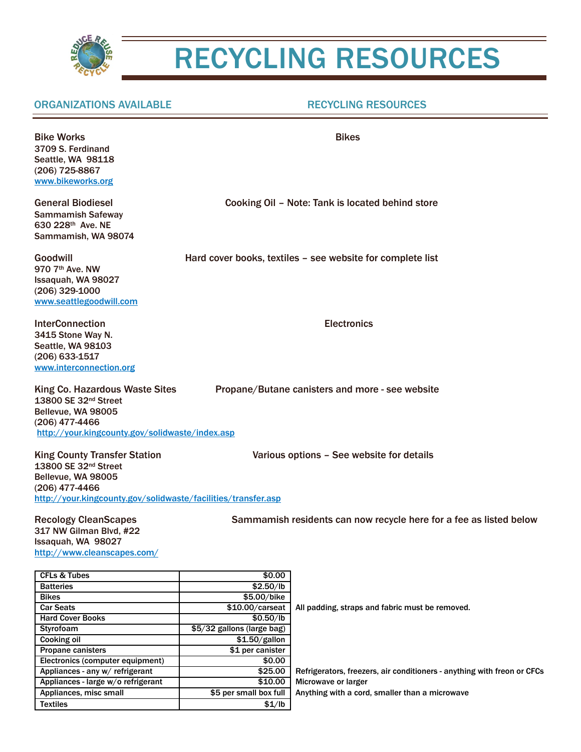# RECYCLING RESOURCES

## ORGANIZATIONS AVAILABLE — RECYCLING RESOURCES

**Bike Works** — Bikes
3709 S. Ferdinand
Seattle, WA 98118
(206) 725-8867
www.bikeworks.org

**General Biodiesel** — Cooking Oil – Note: Tank is located behind store
Sammamish Safeway
630 228th Ave. NE
Sammamish, WA 98074

**Goodwill** — Hard cover books, textiles – see website for complete list
970 7th Ave. NW
Issaquah, WA 98027
(206) 329-1000
www.seattlegoodwill.com

**InterConnection** — Electronics
3415 Stone Way N.
Seattle, WA 98103
(206) 633-1517
www.interconnection.org

**King Co. Hazardous Waste Sites** — Propane/Butane canisters and more - see website
13800 SE 32nd Street
Bellevue, WA 98005
(206) 477-4466
http://your.kingcounty.gov/solidwaste/index.asp

**King County Transfer Station** — Various options – See website for details
13800 SE 32nd Street
Bellevue, WA 98005
(206) 477-4466
http://your.kingcounty.gov/solidwaste/facilities/transfer.asp

**Recology CleanScapes** — Sammamish residents can now recycle here for a fee as listed below
317 NW Gilman Blvd, #22
Issaquah, WA 98027
http://www.cleanscapes.com/

| Item | Fee | Notes |
|---|---|---|
| CFLs & Tubes | $0.00 | |
| Batteries | $2.50/lb | |
| Bikes | $5.00/bike | |
| Car Seats | $10.00/carseat | All padding, straps and fabric must be removed. |
| Hard Cover Books | $0.50/lb | |
| Styrofoam | $5/32 gallons (large bag) | |
| Cooking oil | $1.50/gallon | |
| Propane canisters | $1 per canister | |
| Electronics (computer equipment) | $0.00 | |
| Appliances - any w/ refrigerant | $25.00 | Refrigerators, freezers, air conditioners - anything with freon or CFCs |
| Appliances - large w/o refrigerant | $10.00 | Microwave or larger |
| Appliances, misc small | $5 per small box full | Anything with a cord, smaller than a microwave |
| Textiles | $1/lb | |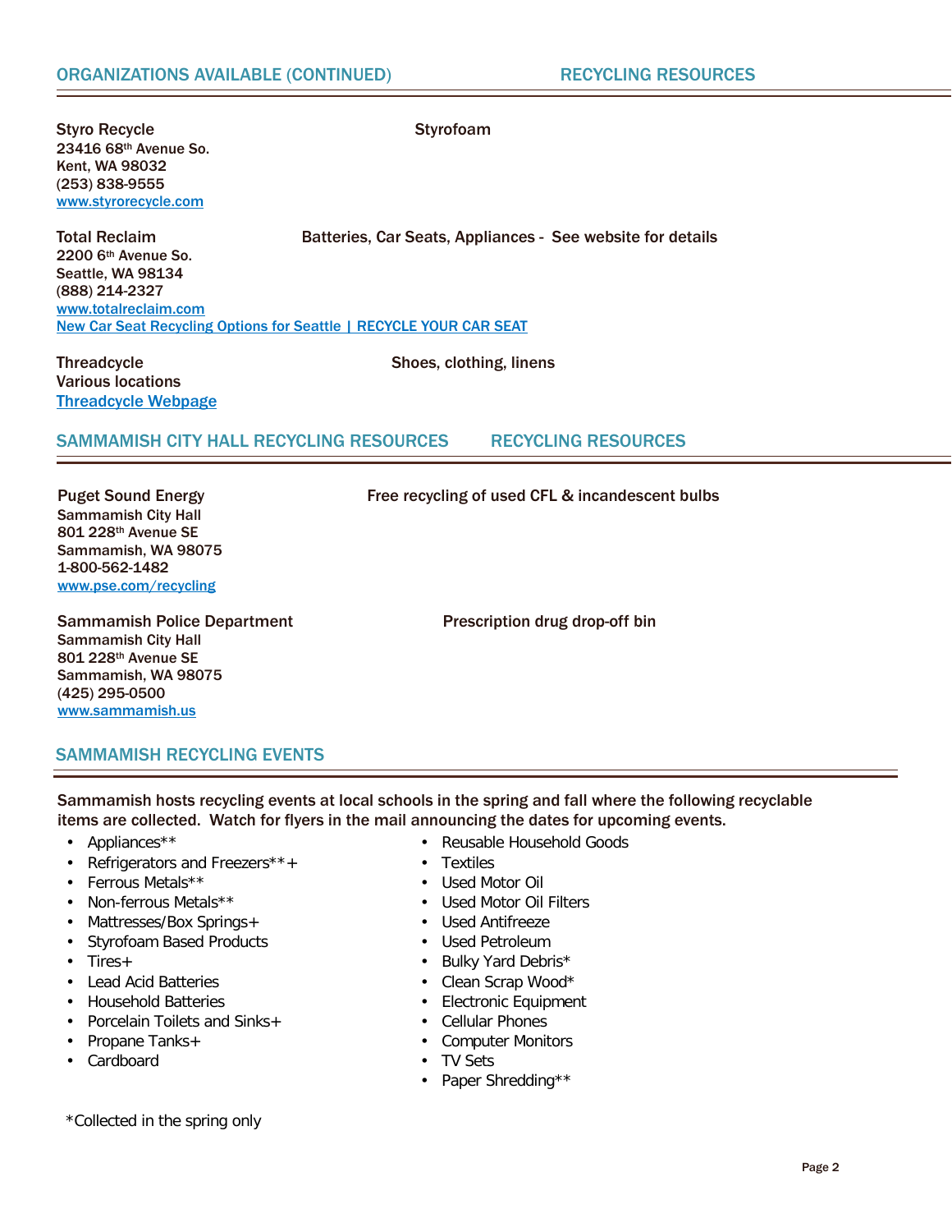## ORGANIZATIONS AVAILABLE (CONTINUED) — RECYCLING RESOURCES

**Styro Recycle** — Styrofoam
23416 68th Avenue So.
Kent, WA 98032
(253) 838-9555
www.styrorecycle.com

**Total Reclaim** — Batteries, Car Seats, Appliances - See website for details
2200 6th Avenue So.
Seattle, WA 98134
(888) 214-2327
www.totalreclaim.com
New Car Seat Recycling Options for Seattle | RECYCLE YOUR CAR SEAT

**Threadcycle** — Shoes, clothing, linens
Various locations
Threadcycle Webpage

## SAMMAMISH CITY HALL RECYCLING RESOURCES — RECYCLING RESOURCES

**Puget Sound Energy** — Free recycling of used CFL & incandescent bulbs
Sammamish City Hall
801 228th Avenue SE
Sammamish, WA 98075
1-800-562-1482
www.pse.com/recycling

**Sammamish Police Department** — Prescription drug drop-off bin
Sammamish City Hall
801 228th Avenue SE
Sammamish, WA 98075
(425) 295-0500
www.sammamish.us

## SAMMAMISH RECYCLING EVENTS

**Sammamish hosts recycling events at local schools in the spring and fall where the following recyclable items are collected. Watch for flyers in the mail announcing the dates for upcoming events.**

- Appliances**
- Refrigerators and Freezers**+
- Ferrous Metals**
- Non-ferrous Metals**
- Mattresses/Box Springs+
- Styrofoam Based Products
- Tires+
- Lead Acid Batteries
- Household Batteries
- Porcelain Toilets and Sinks+
- Propane Tanks+
- Cardboard
- Reusable Household Goods
- Textiles
- Used Motor Oil
- Used Motor Oil Filters
- Used Antifreeze
- Used Petroleum
- Bulky Yard Debris*
- Clean Scrap Wood*
- Electronic Equipment
- Cellular Phones
- Computer Monitors
- TV Sets
- Paper Shredding**

*Collected in the spring only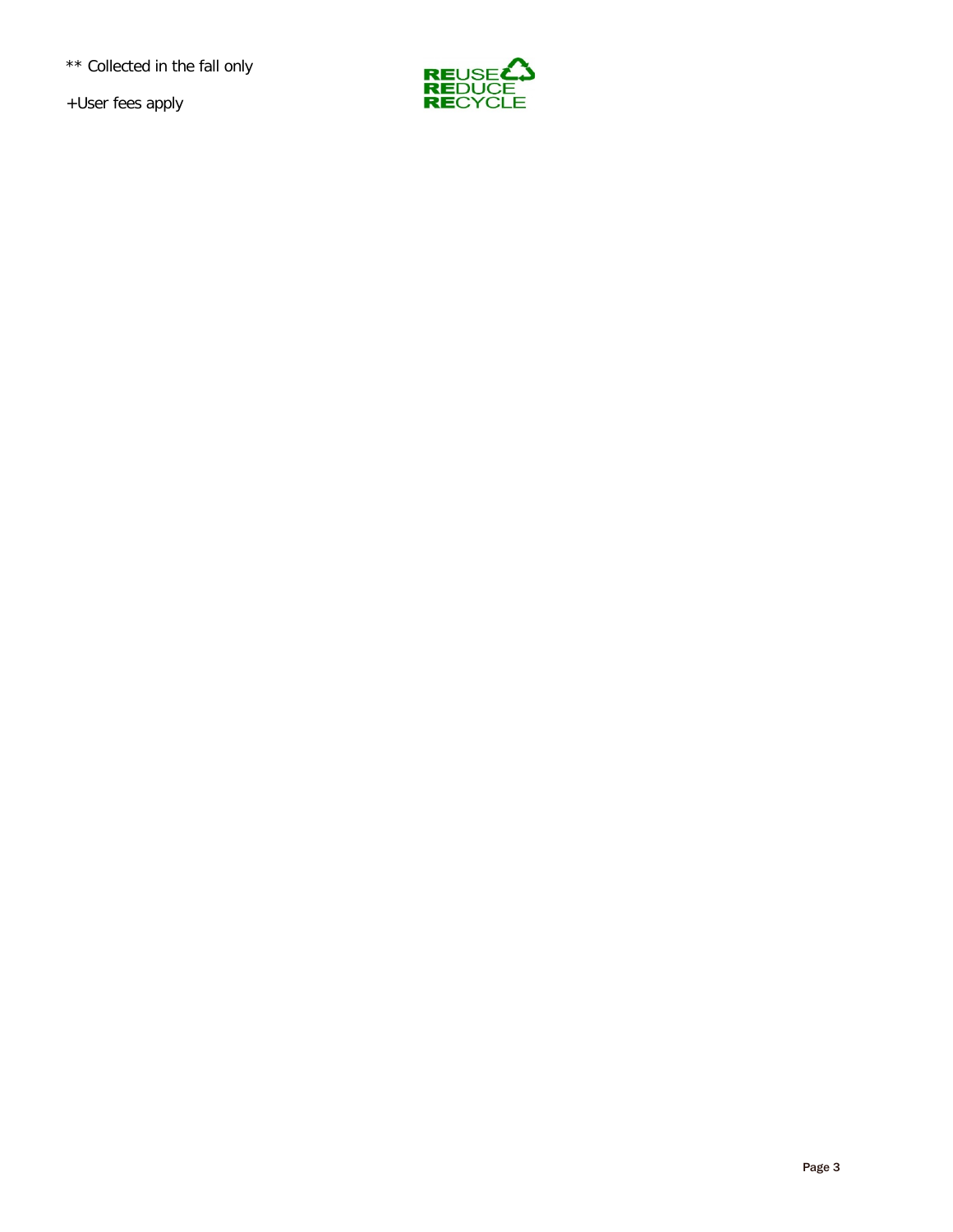** Collected in the fall only

+User fees apply

REUSE
REDUCE
RECYCLE